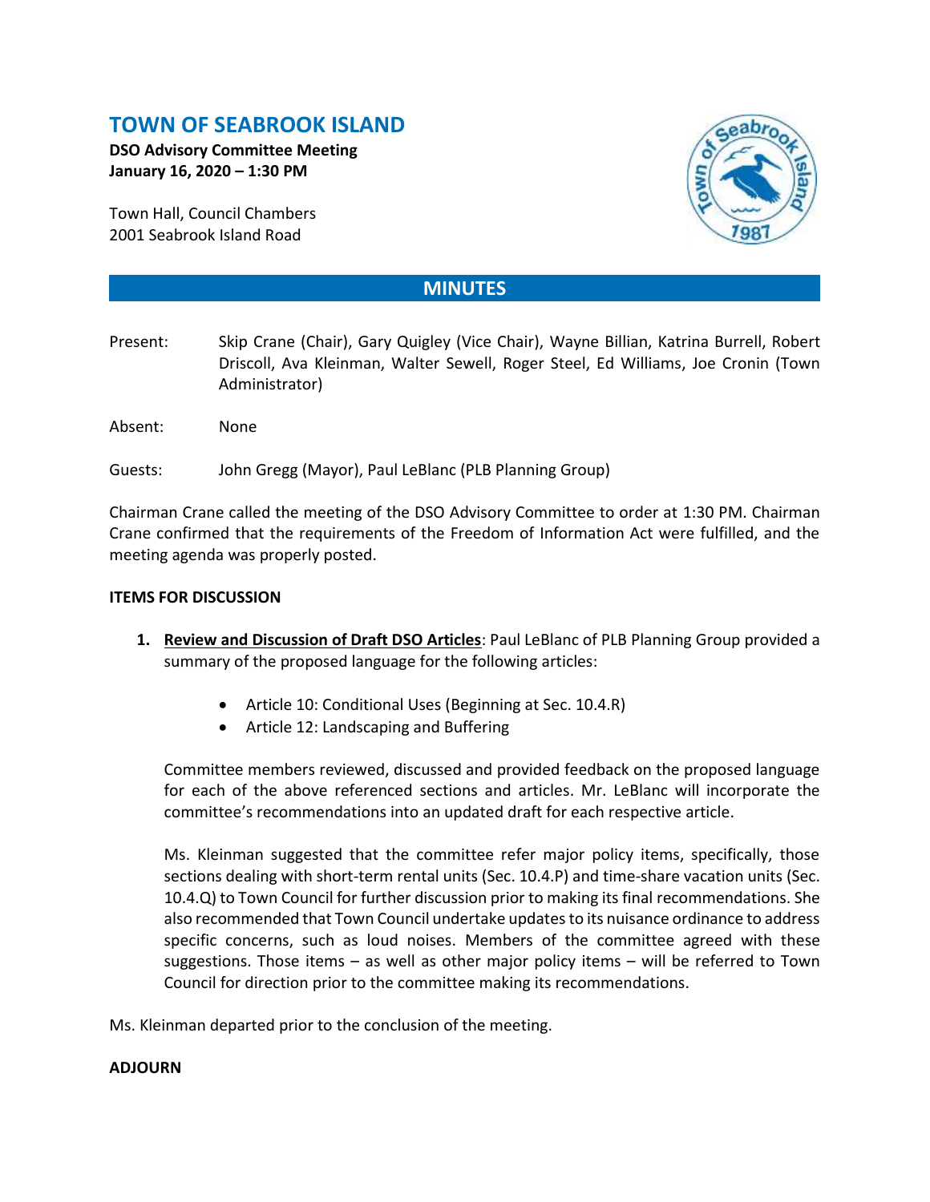# TOWN OF SEABROOK ISLAND

**DSO Advisory Committee Meeting**
**January 16, 2020 – 1:30 PM**

Town Hall, Council Chambers
2001 Seabrook Island Road

## MINUTES

Present: Skip Crane (Chair), Gary Quigley (Vice Chair), Wayne Billian, Katrina Burrell, Robert Driscoll, Ava Kleinman, Walter Sewell, Roger Steel, Ed Williams, Joe Cronin (Town Administrator)

Absent: None

Guests: John Gregg (Mayor), Paul LeBlanc (PLB Planning Group)

Chairman Crane called the meeting of the DSO Advisory Committee to order at 1:30 PM. Chairman Crane confirmed that the requirements of the Freedom of Information Act were fulfilled, and the meeting agenda was properly posted.

**ITEMS FOR DISCUSSION**

1. **Review and Discussion of Draft DSO Articles**: Paul LeBlanc of PLB Planning Group provided a summary of the proposed language for the following articles:

    - Article 10: Conditional Uses (Beginning at Sec. 10.4.R)
    - Article 12: Landscaping and Buffering

    Committee members reviewed, discussed and provided feedback on the proposed language for each of the above referenced sections and articles. Mr. LeBlanc will incorporate the committee's recommendations into an updated draft for each respective article.

    Ms. Kleinman suggested that the committee refer major policy items, specifically, those sections dealing with short-term rental units (Sec. 10.4.P) and time-share vacation units (Sec. 10.4.Q) to Town Council for further discussion prior to making its final recommendations. She also recommended that Town Council undertake updates to its nuisance ordinance to address specific concerns, such as loud noises. Members of the committee agreed with these suggestions. Those items – as well as other major policy items – will be referred to Town Council for direction prior to the committee making its recommendations.

Ms. Kleinman departed prior to the conclusion of the meeting.

**ADJOURN**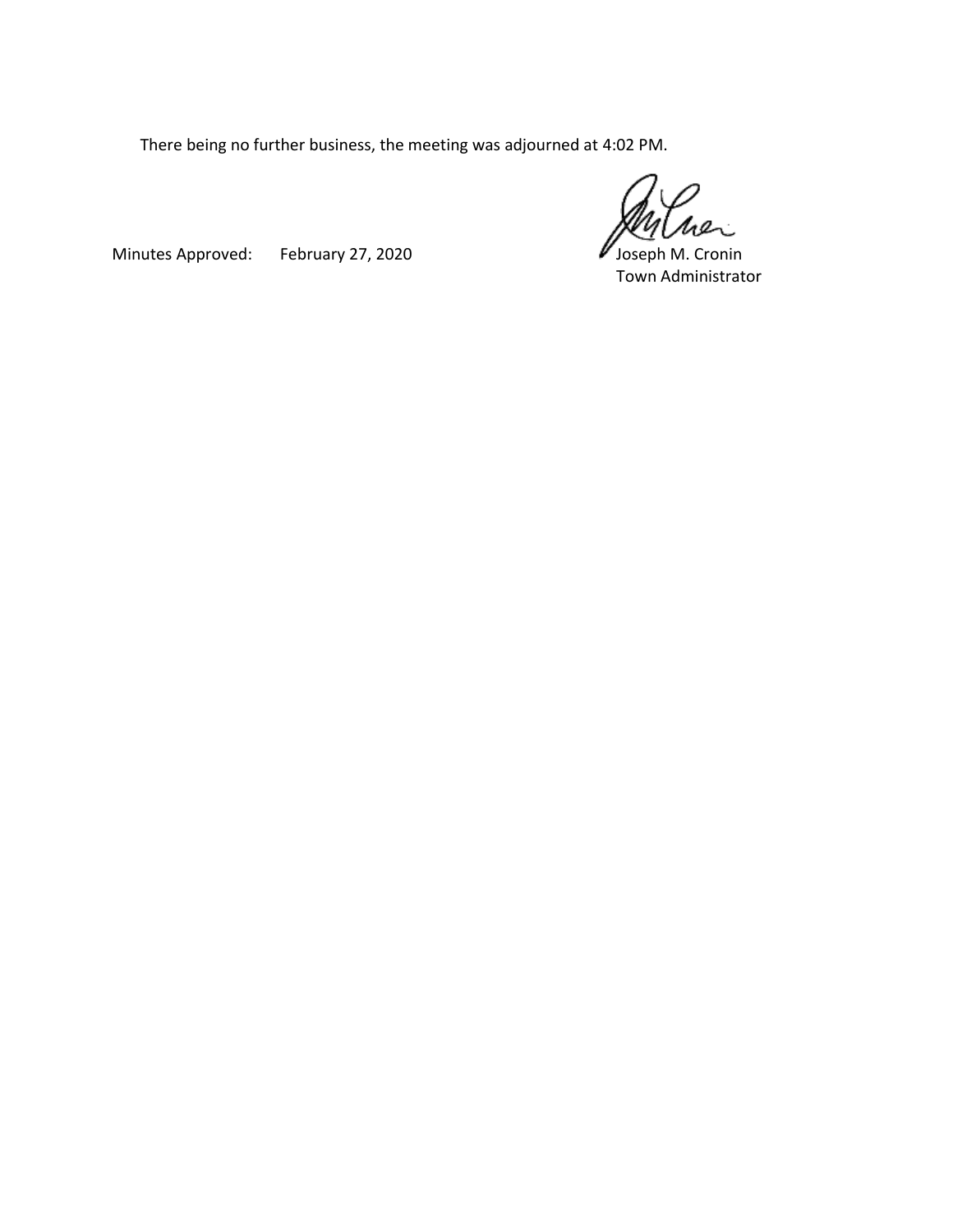There being no further business, the meeting was adjourned at 4:02 PM.

Minutes Approved: February 27, 2020

Joseph M. Cronin
Town Administrator